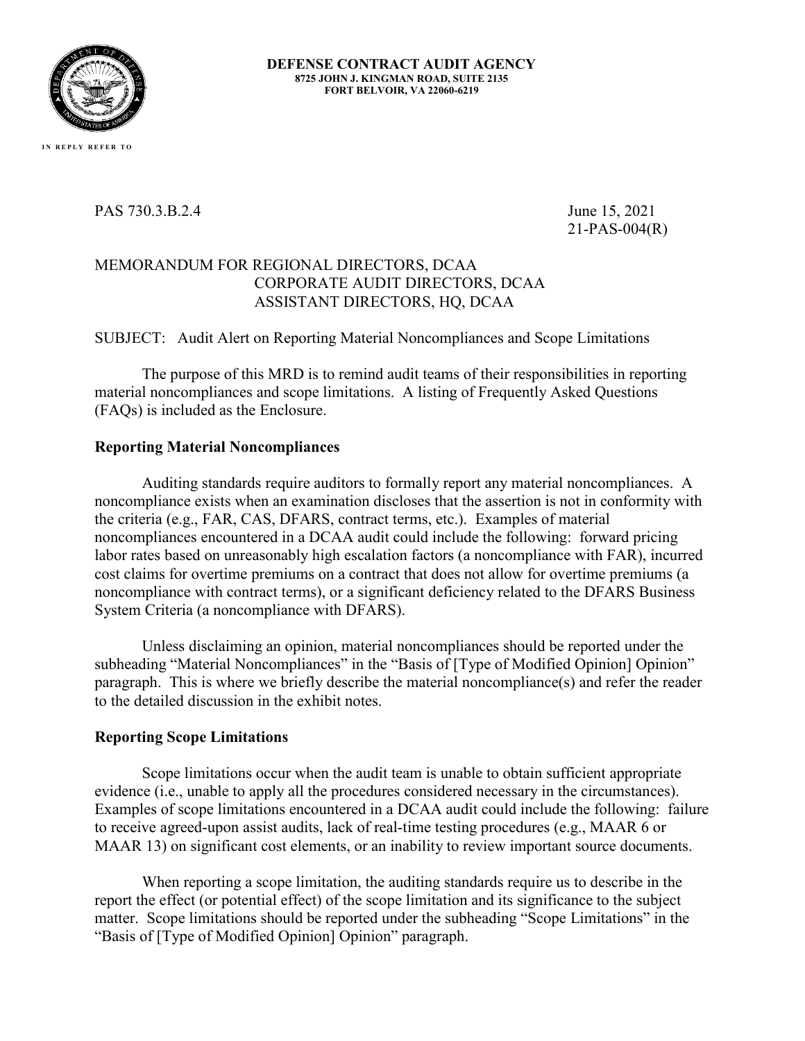**DEFENSE CONTRACT AUDIT AGENCY**
**8725 JOHN J. KINGMAN ROAD, SUITE 2135**
**FORT BELVOIR, VA 22060-6219**

IN REPLY REFER TO

PAS 730.3.B.2.4

June 15, 2021
21-PAS-004(R)

MEMORANDUM FOR REGIONAL DIRECTORS, DCAA
CORPORATE AUDIT DIRECTORS, DCAA
ASSISTANT DIRECTORS, HQ, DCAA

SUBJECT: Audit Alert on Reporting Material Noncompliances and Scope Limitations

The purpose of this MRD is to remind audit teams of their responsibilities in reporting material noncompliances and scope limitations. A listing of Frequently Asked Questions (FAQs) is included as the Enclosure.

**Reporting Material Noncompliances**

Auditing standards require auditors to formally report any material noncompliances. A noncompliance exists when an examination discloses that the assertion is not in conformity with the criteria (e.g., FAR, CAS, DFARS, contract terms, etc.). Examples of material noncompliances encountered in a DCAA audit could include the following: forward pricing labor rates based on unreasonably high escalation factors (a noncompliance with FAR), incurred cost claims for overtime premiums on a contract that does not allow for overtime premiums (a noncompliance with contract terms), or a significant deficiency related to the DFARS Business System Criteria (a noncompliance with DFARS).

Unless disclaiming an opinion, material noncompliances should be reported under the subheading "Material Noncompliances" in the "Basis of [Type of Modified Opinion] Opinion" paragraph. This is where we briefly describe the material noncompliance(s) and refer the reader to the detailed discussion in the exhibit notes.

**Reporting Scope Limitations**

Scope limitations occur when the audit team is unable to obtain sufficient appropriate evidence (i.e., unable to apply all the procedures considered necessary in the circumstances). Examples of scope limitations encountered in a DCAA audit could include the following: failure to receive agreed-upon assist audits, lack of real-time testing procedures (e.g., MAAR 6 or MAAR 13) on significant cost elements, or an inability to review important source documents.

When reporting a scope limitation, the auditing standards require us to describe in the report the effect (or potential effect) of the scope limitation and its significance to the subject matter. Scope limitations should be reported under the subheading "Scope Limitations" in the "Basis of [Type of Modified Opinion] Opinion" paragraph.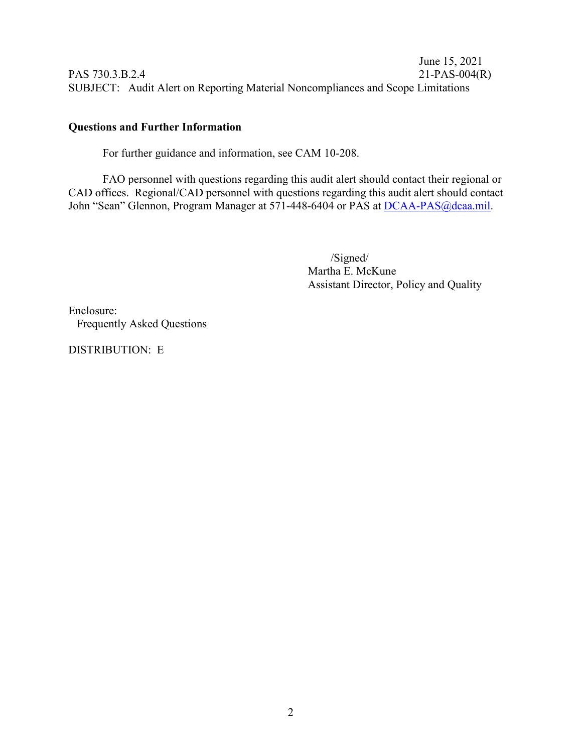**Questions and Further Information**

For further guidance and information, see CAM 10-208.

FAO personnel with questions regarding this audit alert should contact their regional or CAD offices. Regional/CAD personnel with questions regarding this audit alert should contact John “Sean” Glennon, Program Manager at 571-448-6404 or PAS at DCAA-PAS@dcaa.mil.

/Signed/
Martha E. McKune
Assistant Director, Policy and Quality

Enclosure:
Frequently Asked Questions

DISTRIBUTION: E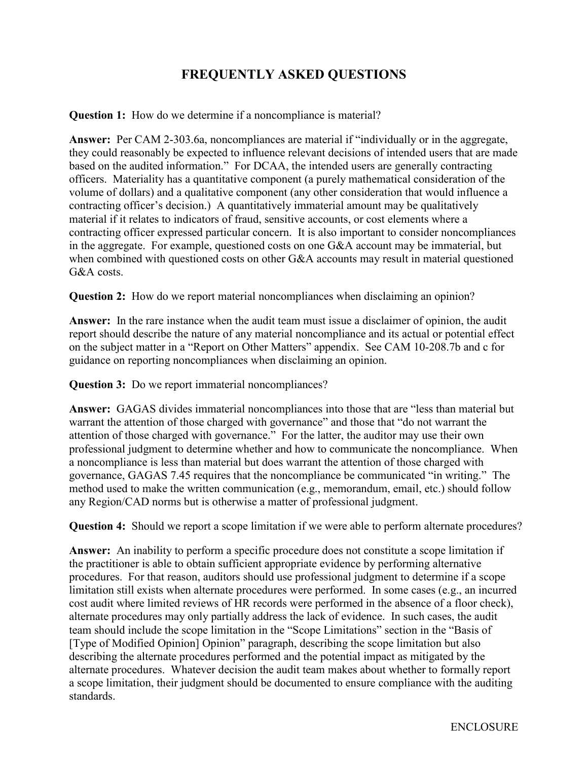# FREQUENTLY ASKED QUESTIONS

**Question 1:** How do we determine if a noncompliance is material?

**Answer:** Per CAM 2-303.6a, noncompliances are material if "individually or in the aggregate, they could reasonably be expected to influence relevant decisions of intended users that are made based on the audited information." For DCAA, the intended users are generally contracting officers. Materiality has a quantitative component (a purely mathematical consideration of the volume of dollars) and a qualitative component (any other consideration that would influence a contracting officer's decision.) A quantitatively immaterial amount may be qualitatively material if it relates to indicators of fraud, sensitive accounts, or cost elements where a contracting officer expressed particular concern. It is also important to consider noncompliances in the aggregate. For example, questioned costs on one G&A account may be immaterial, but when combined with questioned costs on other G&A accounts may result in material questioned G&A costs.

**Question 2:** How do we report material noncompliances when disclaiming an opinion?

**Answer:** In the rare instance when the audit team must issue a disclaimer of opinion, the audit report should describe the nature of any material noncompliance and its actual or potential effect on the subject matter in a "Report on Other Matters" appendix. See CAM 10-208.7b and c for guidance on reporting noncompliances when disclaiming an opinion.

**Question 3:** Do we report immaterial noncompliances?

**Answer:** GAGAS divides immaterial noncompliances into those that are "less than material but warrant the attention of those charged with governance" and those that "do not warrant the attention of those charged with governance." For the latter, the auditor may use their own professional judgment to determine whether and how to communicate the noncompliance. When a noncompliance is less than material but does warrant the attention of those charged with governance, GAGAS 7.45 requires that the noncompliance be communicated "in writing." The method used to make the written communication (e.g., memorandum, email, etc.) should follow any Region/CAD norms but is otherwise a matter of professional judgment.

**Question 4:** Should we report a scope limitation if we were able to perform alternate procedures?

**Answer:** An inability to perform a specific procedure does not constitute a scope limitation if the practitioner is able to obtain sufficient appropriate evidence by performing alternative procedures. For that reason, auditors should use professional judgment to determine if a scope limitation still exists when alternate procedures were performed. In some cases (e.g., an incurred cost audit where limited reviews of HR records were performed in the absence of a floor check), alternate procedures may only partially address the lack of evidence. In such cases, the audit team should include the scope limitation in the "Scope Limitations" section in the "Basis of [Type of Modified Opinion] Opinion" paragraph, describing the scope limitation but also describing the alternate procedures performed and the potential impact as mitigated by the alternate procedures. Whatever decision the audit team makes about whether to formally report a scope limitation, their judgment should be documented to ensure compliance with the auditing standards.

ENCLOSURE